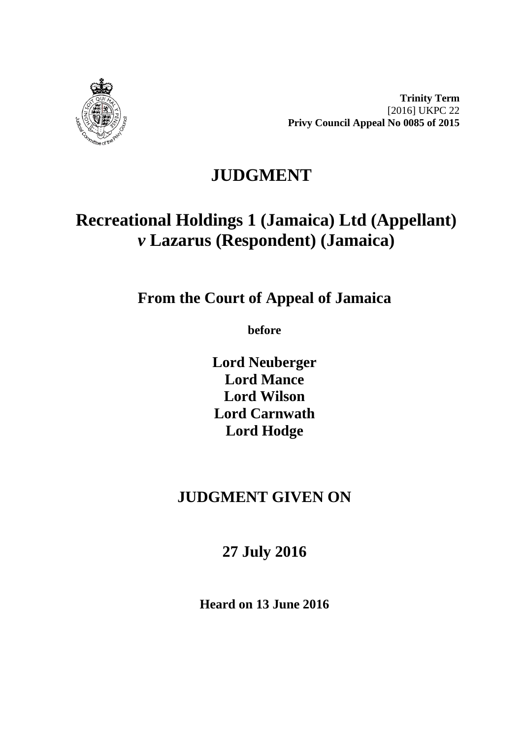**Trinity Term**
[2016] UKPC 22
**Privy Council Appeal No 0085 of 2015**

# JUDGMENT

# Recreational Holdings 1 (Jamaica) Ltd (Appellant) *v* Lazarus (Respondent) (Jamaica)

## From the Court of Appeal of Jamaica

**before**

**Lord Neuberger**
**Lord Mance**
**Lord Wilson**
**Lord Carnwath**
**Lord Hodge**

## JUDGMENT GIVEN ON

## 27 July 2016

**Heard on 13 June 2016**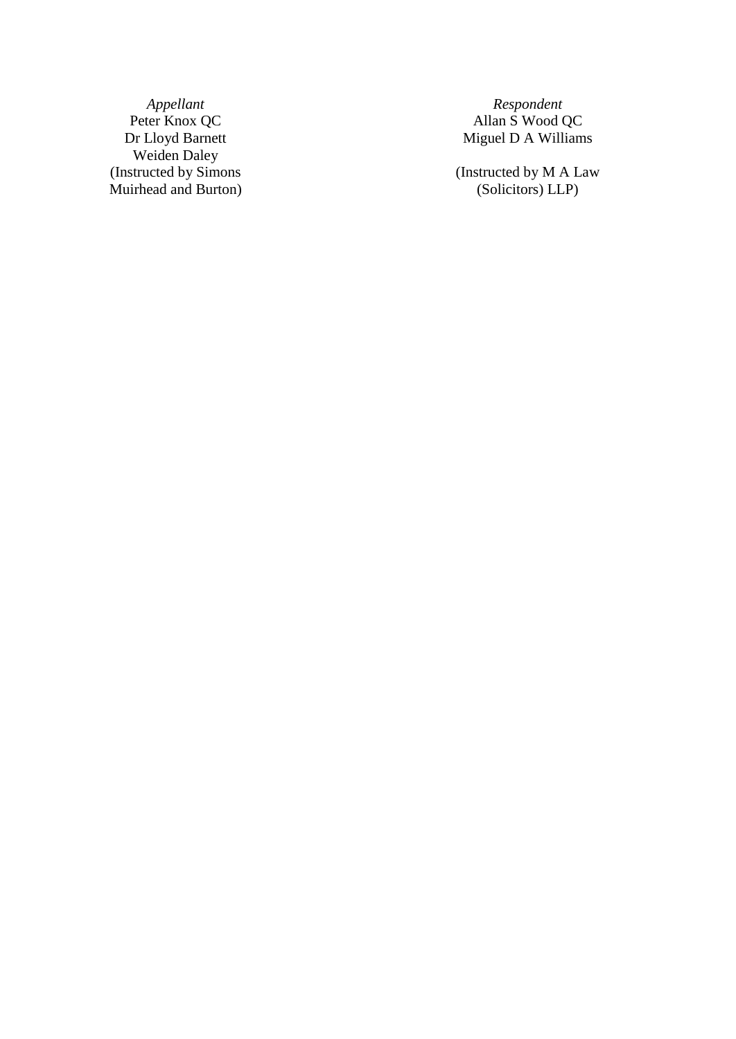| *Appellant* | *Respondent* |
|---|---|
| Peter Knox QC | Allan S Wood QC |
| Dr Lloyd Barnett | Miguel D A Williams |
| Weiden Daley | |
| (Instructed by Simons Muirhead and Burton) | (Instructed by M A Law (Solicitors) LLP) |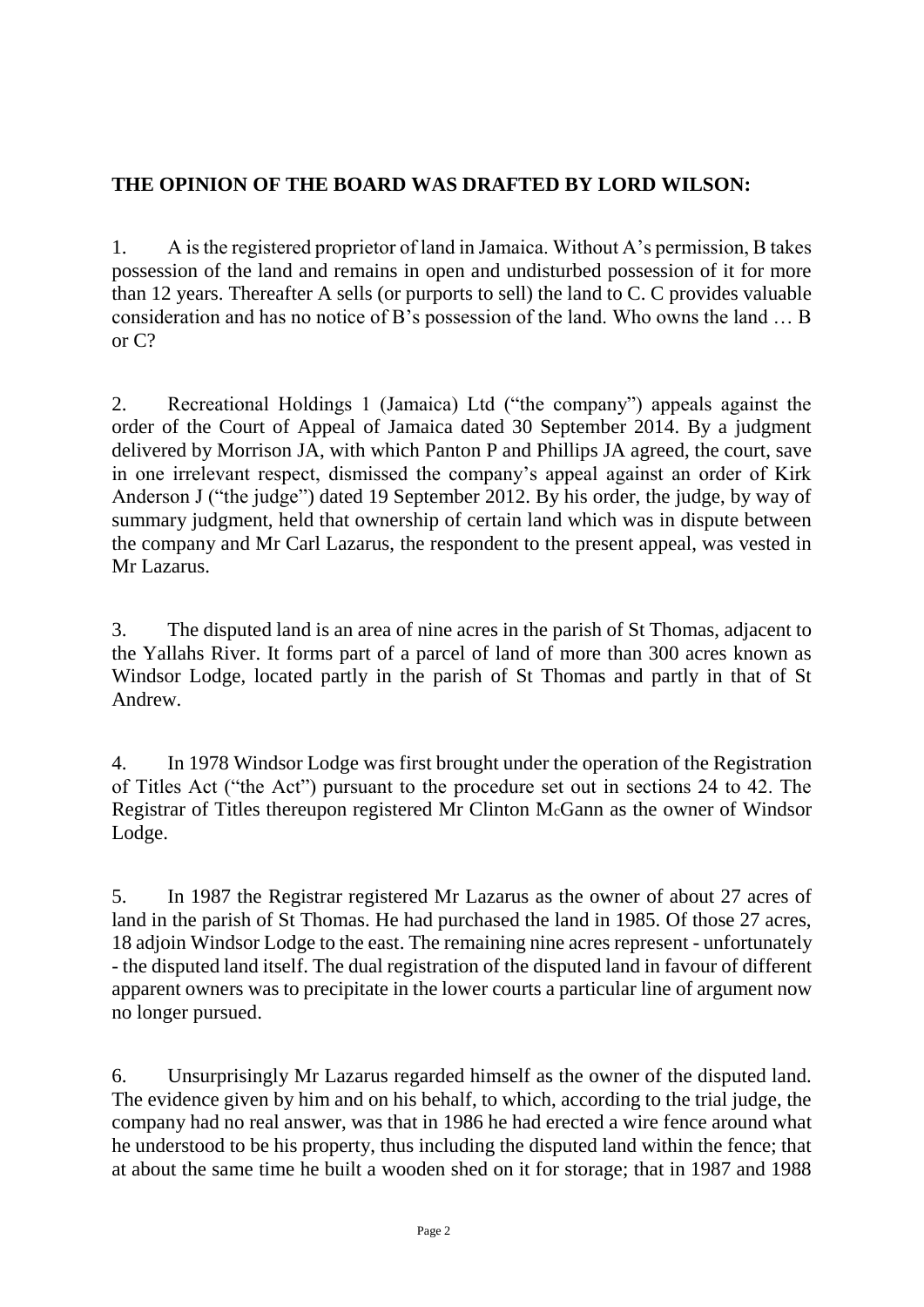**THE OPINION OF THE BOARD WAS DRAFTED BY LORD WILSON:**

1. A is the registered proprietor of land in Jamaica. Without A's permission, B takes possession of the land and remains in open and undisturbed possession of it for more than 12 years. Thereafter A sells (or purports to sell) the land to C. C provides valuable consideration and has no notice of B's possession of the land. Who owns the land … B or C?

2. Recreational Holdings 1 (Jamaica) Ltd ("the company") appeals against the order of the Court of Appeal of Jamaica dated 30 September 2014. By a judgment delivered by Morrison JA, with which Panton P and Phillips JA agreed, the court, save in one irrelevant respect, dismissed the company's appeal against an order of Kirk Anderson J ("the judge") dated 19 September 2012. By his order, the judge, by way of summary judgment, held that ownership of certain land which was in dispute between the company and Mr Carl Lazarus, the respondent to the present appeal, was vested in Mr Lazarus.

3. The disputed land is an area of nine acres in the parish of St Thomas, adjacent to the Yallahs River. It forms part of a parcel of land of more than 300 acres known as Windsor Lodge, located partly in the parish of St Thomas and partly in that of St Andrew.

4. In 1978 Windsor Lodge was first brought under the operation of the Registration of Titles Act ("the Act") pursuant to the procedure set out in sections 24 to 42. The Registrar of Titles thereupon registered Mr Clinton McGann as the owner of Windsor Lodge.

5. In 1987 the Registrar registered Mr Lazarus as the owner of about 27 acres of land in the parish of St Thomas. He had purchased the land in 1985. Of those 27 acres, 18 adjoin Windsor Lodge to the east. The remaining nine acres represent - unfortunately - the disputed land itself. The dual registration of the disputed land in favour of different apparent owners was to precipitate in the lower courts a particular line of argument now no longer pursued.

6. Unsurprisingly Mr Lazarus regarded himself as the owner of the disputed land. The evidence given by him and on his behalf, to which, according to the trial judge, the company had no real answer, was that in 1986 he had erected a wire fence around what he understood to be his property, thus including the disputed land within the fence; that at about the same time he built a wooden shed on it for storage; that in 1987 and 1988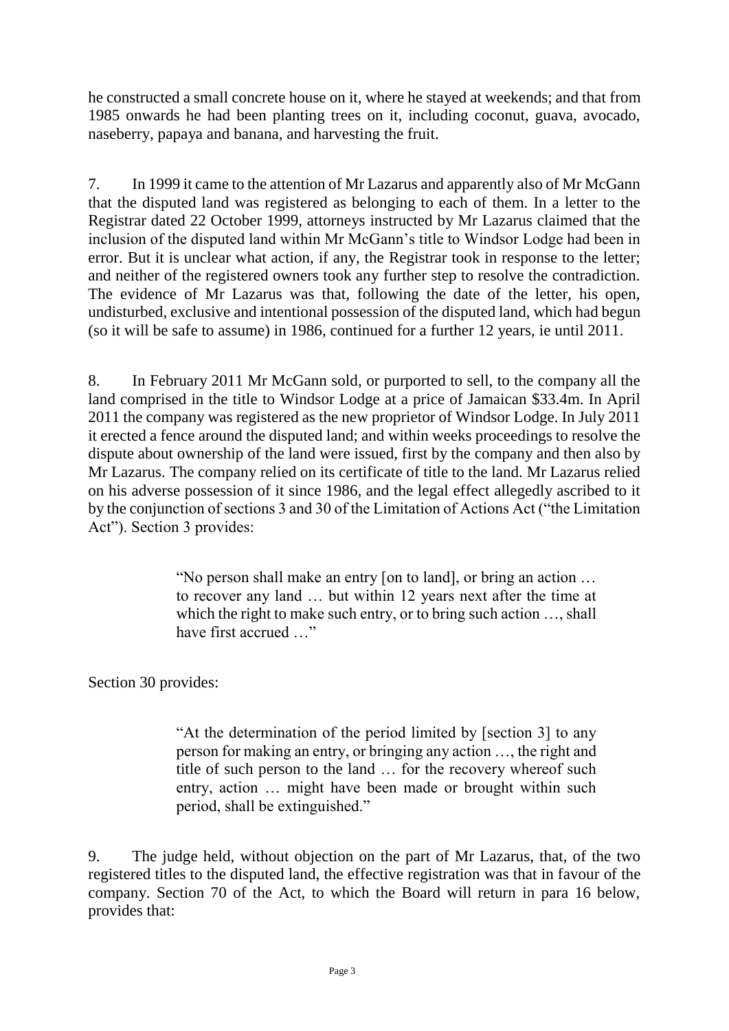he constructed a small concrete house on it, where he stayed at weekends; and that from 1985 onwards he had been planting trees on it, including coconut, guava, avocado, naseberry, papaya and banana, and harvesting the fruit.

7. In 1999 it came to the attention of Mr Lazarus and apparently also of Mr McGann that the disputed land was registered as belonging to each of them. In a letter to the Registrar dated 22 October 1999, attorneys instructed by Mr Lazarus claimed that the inclusion of the disputed land within Mr McGann's title to Windsor Lodge had been in error. But it is unclear what action, if any, the Registrar took in response to the letter; and neither of the registered owners took any further step to resolve the contradiction. The evidence of Mr Lazarus was that, following the date of the letter, his open, undisturbed, exclusive and intentional possession of the disputed land, which had begun (so it will be safe to assume) in 1986, continued for a further 12 years, ie until 2011.

8. In February 2011 Mr McGann sold, or purported to sell, to the company all the land comprised in the title to Windsor Lodge at a price of Jamaican \$33.4m. In April 2011 the company was registered as the new proprietor of Windsor Lodge. In July 2011 it erected a fence around the disputed land; and within weeks proceedings to resolve the dispute about ownership of the land were issued, first by the company and then also by Mr Lazarus. The company relied on its certificate of title to the land. Mr Lazarus relied on his adverse possession of it since 1986, and the legal effect allegedly ascribed to it by the conjunction of sections 3 and 30 of the Limitation of Actions Act ("the Limitation Act"). Section 3 provides:

> "No person shall make an entry [on to land], or bring an action … to recover any land … but within 12 years next after the time at which the right to make such entry, or to bring such action …, shall have first accrued …"

Section 30 provides:

> "At the determination of the period limited by [section 3] to any person for making an entry, or bringing any action …, the right and title of such person to the land … for the recovery whereof such entry, action … might have been made or brought within such period, shall be extinguished."

9. The judge held, without objection on the part of Mr Lazarus, that, of the two registered titles to the disputed land, the effective registration was that in favour of the company. Section 70 of the Act, to which the Board will return in para 16 below, provides that: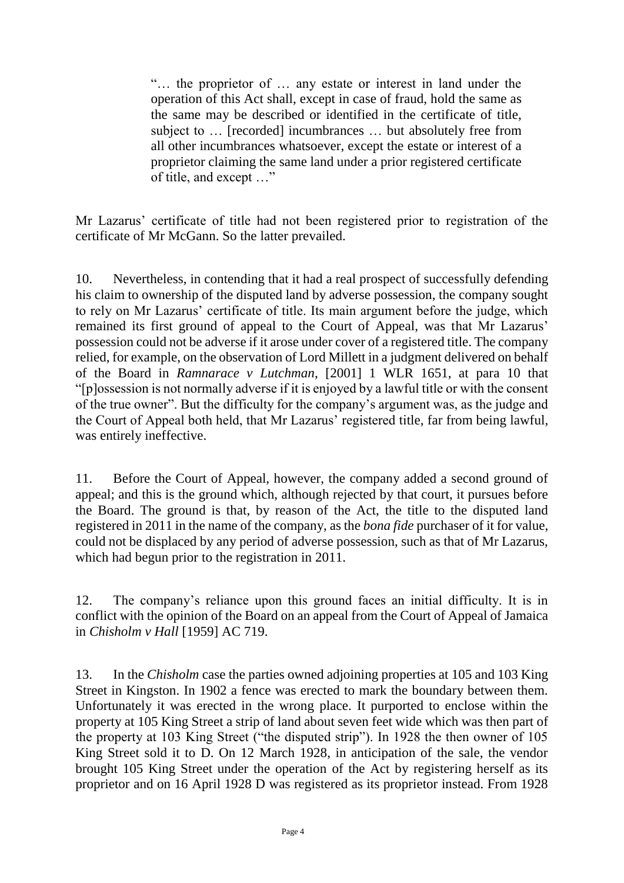> "… the proprietor of … any estate or interest in land under the operation of this Act shall, except in case of fraud, hold the same as the same may be described or identified in the certificate of title, subject to … [recorded] incumbrances … but absolutely free from all other incumbrances whatsoever, except the estate or interest of a proprietor claiming the same land under a prior registered certificate of title, and except …"

Mr Lazarus' certificate of title had not been registered prior to registration of the certificate of Mr McGann. So the latter prevailed.

10. Nevertheless, in contending that it had a real prospect of successfully defending his claim to ownership of the disputed land by adverse possession, the company sought to rely on Mr Lazarus' certificate of title. Its main argument before the judge, which remained its first ground of appeal to the Court of Appeal, was that Mr Lazarus' possession could not be adverse if it arose under cover of a registered title. The company relied, for example, on the observation of Lord Millett in a judgment delivered on behalf of the Board in *Ramnarace v Lutchman*, [2001] 1 WLR 1651, at para 10 that "[p]ossession is not normally adverse if it is enjoyed by a lawful title or with the consent of the true owner". But the difficulty for the company's argument was, as the judge and the Court of Appeal both held, that Mr Lazarus' registered title, far from being lawful, was entirely ineffective.

11. Before the Court of Appeal, however, the company added a second ground of appeal; and this is the ground which, although rejected by that court, it pursues before the Board. The ground is that, by reason of the Act, the title to the disputed land registered in 2011 in the name of the company, as the *bona fide* purchaser of it for value, could not be displaced by any period of adverse possession, such as that of Mr Lazarus, which had begun prior to the registration in 2011.

12. The company's reliance upon this ground faces an initial difficulty. It is in conflict with the opinion of the Board on an appeal from the Court of Appeal of Jamaica in *Chisholm v Hall* [1959] AC 719.

13. In the *Chisholm* case the parties owned adjoining properties at 105 and 103 King Street in Kingston. In 1902 a fence was erected to mark the boundary between them. Unfortunately it was erected in the wrong place. It purported to enclose within the property at 105 King Street a strip of land about seven feet wide which was then part of the property at 103 King Street ("the disputed strip"). In 1928 the then owner of 105 King Street sold it to D. On 12 March 1928, in anticipation of the sale, the vendor brought 105 King Street under the operation of the Act by registering herself as its proprietor and on 16 April 1928 D was registered as its proprietor instead. From 1928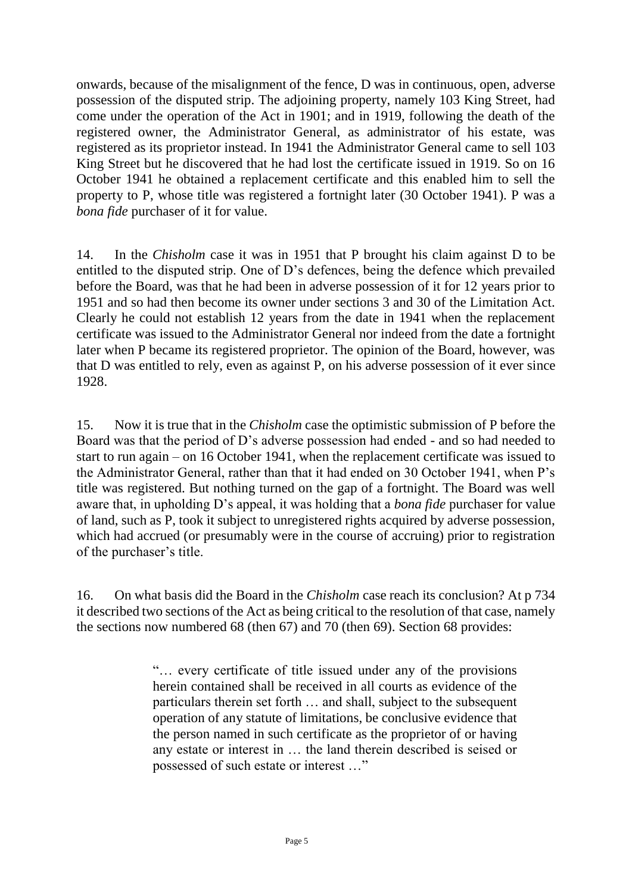onwards, because of the misalignment of the fence, D was in continuous, open, adverse possession of the disputed strip. The adjoining property, namely 103 King Street, had come under the operation of the Act in 1901; and in 1919, following the death of the registered owner, the Administrator General, as administrator of his estate, was registered as its proprietor instead. In 1941 the Administrator General came to sell 103 King Street but he discovered that he had lost the certificate issued in 1919. So on 16 October 1941 he obtained a replacement certificate and this enabled him to sell the property to P, whose title was registered a fortnight later (30 October 1941). P was a *bona fide* purchaser of it for value.

14. In the *Chisholm* case it was in 1951 that P brought his claim against D to be entitled to the disputed strip. One of D's defences, being the defence which prevailed before the Board, was that he had been in adverse possession of it for 12 years prior to 1951 and so had then become its owner under sections 3 and 30 of the Limitation Act. Clearly he could not establish 12 years from the date in 1941 when the replacement certificate was issued to the Administrator General nor indeed from the date a fortnight later when P became its registered proprietor. The opinion of the Board, however, was that D was entitled to rely, even as against P, on his adverse possession of it ever since 1928.

15. Now it is true that in the *Chisholm* case the optimistic submission of P before the Board was that the period of D's adverse possession had ended - and so had needed to start to run again – on 16 October 1941, when the replacement certificate was issued to the Administrator General, rather than that it had ended on 30 October 1941, when P's title was registered. But nothing turned on the gap of a fortnight. The Board was well aware that, in upholding D's appeal, it was holding that a *bona fide* purchaser for value of land, such as P, took it subject to unregistered rights acquired by adverse possession, which had accrued (or presumably were in the course of accruing) prior to registration of the purchaser's title.

16. On what basis did the Board in the *Chisholm* case reach its conclusion? At p 734 it described two sections of the Act as being critical to the resolution of that case, namely the sections now numbered 68 (then 67) and 70 (then 69). Section 68 provides:

> "… every certificate of title issued under any of the provisions herein contained shall be received in all courts as evidence of the particulars therein set forth … and shall, subject to the subsequent operation of any statute of limitations, be conclusive evidence that the person named in such certificate as the proprietor of or having any estate or interest in … the land therein described is seised or possessed of such estate or interest …"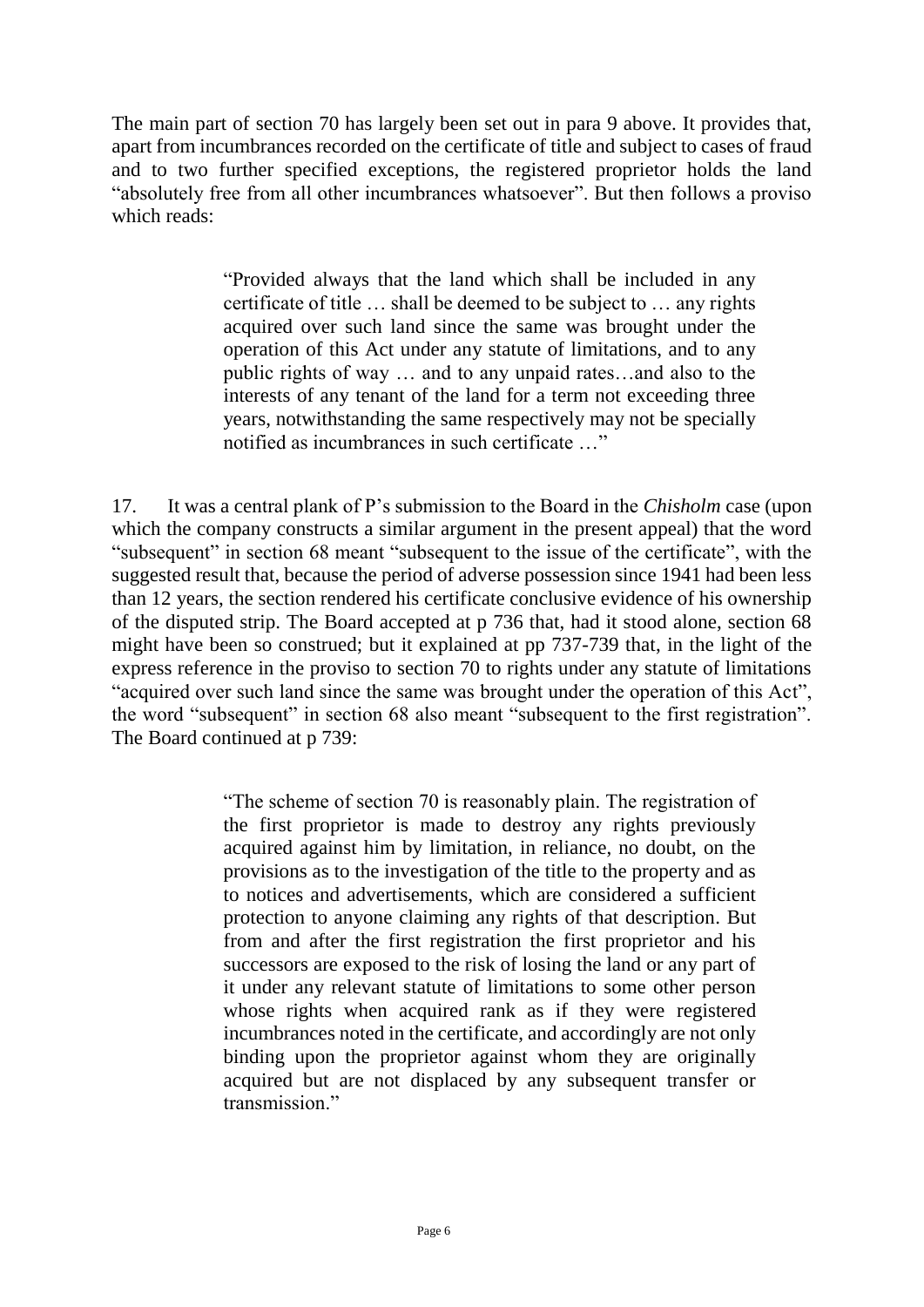The main part of section 70 has largely been set out in para 9 above. It provides that, apart from incumbrances recorded on the certificate of title and subject to cases of fraud and to two further specified exceptions, the registered proprietor holds the land "absolutely free from all other incumbrances whatsoever". But then follows a proviso which reads:

> "Provided always that the land which shall be included in any certificate of title … shall be deemed to be subject to … any rights acquired over such land since the same was brought under the operation of this Act under any statute of limitations, and to any public rights of way … and to any unpaid rates…and also to the interests of any tenant of the land for a term not exceeding three years, notwithstanding the same respectively may not be specially notified as incumbrances in such certificate …"

17. It was a central plank of P's submission to the Board in the *Chisholm* case (upon which the company constructs a similar argument in the present appeal) that the word "subsequent" in section 68 meant "subsequent to the issue of the certificate", with the suggested result that, because the period of adverse possession since 1941 had been less than 12 years, the section rendered his certificate conclusive evidence of his ownership of the disputed strip. The Board accepted at p 736 that, had it stood alone, section 68 might have been so construed; but it explained at pp 737-739 that, in the light of the express reference in the proviso to section 70 to rights under any statute of limitations "acquired over such land since the same was brought under the operation of this Act", the word "subsequent" in section 68 also meant "subsequent to the first registration". The Board continued at p 739:

> "The scheme of section 70 is reasonably plain. The registration of the first proprietor is made to destroy any rights previously acquired against him by limitation, in reliance, no doubt, on the provisions as to the investigation of the title to the property and as to notices and advertisements, which are considered a sufficient protection to anyone claiming any rights of that description. But from and after the first registration the first proprietor and his successors are exposed to the risk of losing the land or any part of it under any relevant statute of limitations to some other person whose rights when acquired rank as if they were registered incumbrances noted in the certificate, and accordingly are not only binding upon the proprietor against whom they are originally acquired but are not displaced by any subsequent transfer or transmission."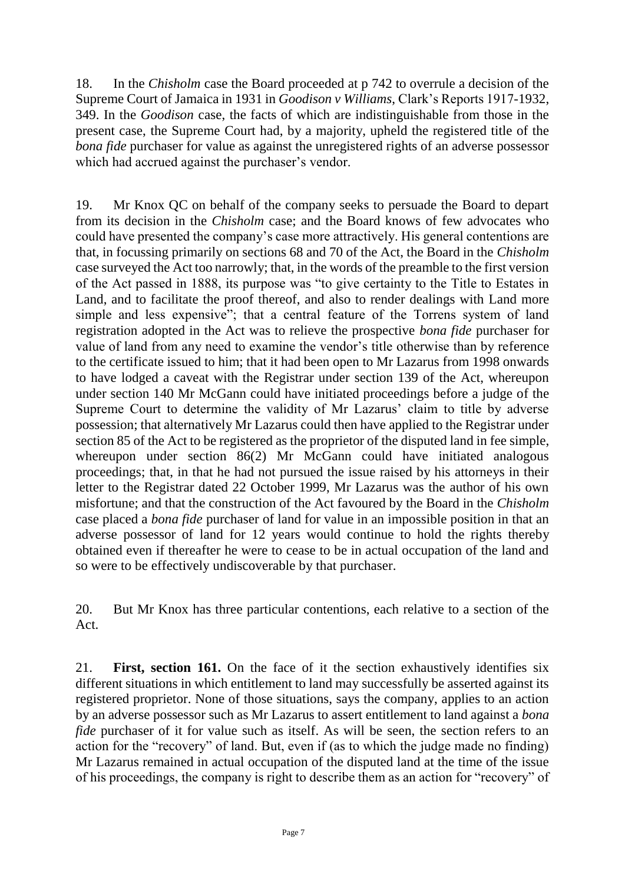18. In the *Chisholm* case the Board proceeded at p 742 to overrule a decision of the Supreme Court of Jamaica in 1931 in *Goodison v Williams*, Clark's Reports 1917-1932, 349. In the *Goodison* case, the facts of which are indistinguishable from those in the present case, the Supreme Court had, by a majority, upheld the registered title of the *bona fide* purchaser for value as against the unregistered rights of an adverse possessor which had accrued against the purchaser's vendor.

19. Mr Knox QC on behalf of the company seeks to persuade the Board to depart from its decision in the *Chisholm* case; and the Board knows of few advocates who could have presented the company's case more attractively. His general contentions are that, in focussing primarily on sections 68 and 70 of the Act, the Board in the *Chisholm* case surveyed the Act too narrowly; that, in the words of the preamble to the first version of the Act passed in 1888, its purpose was "to give certainty to the Title to Estates in Land, and to facilitate the proof thereof, and also to render dealings with Land more simple and less expensive"; that a central feature of the Torrens system of land registration adopted in the Act was to relieve the prospective *bona fide* purchaser for value of land from any need to examine the vendor's title otherwise than by reference to the certificate issued to him; that it had been open to Mr Lazarus from 1998 onwards to have lodged a caveat with the Registrar under section 139 of the Act, whereupon under section 140 Mr McGann could have initiated proceedings before a judge of the Supreme Court to determine the validity of Mr Lazarus' claim to title by adverse possession; that alternatively Mr Lazarus could then have applied to the Registrar under section 85 of the Act to be registered as the proprietor of the disputed land in fee simple, whereupon under section 86(2) Mr McGann could have initiated analogous proceedings; that, in that he had not pursued the issue raised by his attorneys in their letter to the Registrar dated 22 October 1999, Mr Lazarus was the author of his own misfortune; and that the construction of the Act favoured by the Board in the *Chisholm* case placed a *bona fide* purchaser of land for value in an impossible position in that an adverse possessor of land for 12 years would continue to hold the rights thereby obtained even if thereafter he were to cease to be in actual occupation of the land and so were to be effectively undiscoverable by that purchaser.

20. But Mr Knox has three particular contentions, each relative to a section of the Act.

21. **First, section 161.** On the face of it the section exhaustively identifies six different situations in which entitlement to land may successfully be asserted against its registered proprietor. None of those situations, says the company, applies to an action by an adverse possessor such as Mr Lazarus to assert entitlement to land against a *bona fide* purchaser of it for value such as itself. As will be seen, the section refers to an action for the "recovery" of land. But, even if (as to which the judge made no finding) Mr Lazarus remained in actual occupation of the disputed land at the time of the issue of his proceedings, the company is right to describe them as an action for "recovery" of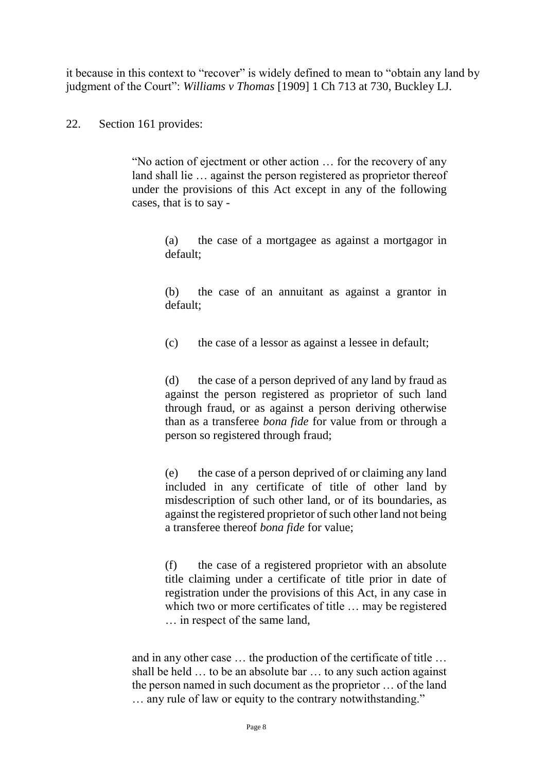it because in this context to "recover" is widely defined to mean to "obtain any land by judgment of the Court": *Williams v Thomas* [1909] 1 Ch 713 at 730, Buckley LJ.

22. Section 161 provides:

> "No action of ejectment or other action … for the recovery of any land shall lie … against the person registered as proprietor thereof under the provisions of this Act except in any of the following cases, that is to say -
>
> > (a) the case of a mortgagee as against a mortgagor in default;
> >
> > (b) the case of an annuitant as against a grantor in default;
> >
> > (c) the case of a lessor as against a lessee in default;
> >
> > (d) the case of a person deprived of any land by fraud as against the person registered as proprietor of such land through fraud, or as against a person deriving otherwise than as a transferee *bona fide* for value from or through a person so registered through fraud;
> >
> > (e) the case of a person deprived of or claiming any land included in any certificate of title of other land by misdescription of such other land, or of its boundaries, as against the registered proprietor of such other land not being a transferee thereof *bona fide* for value;
> >
> > (f) the case of a registered proprietor with an absolute title claiming under a certificate of title prior in date of registration under the provisions of this Act, in any case in which two or more certificates of title … may be registered … in respect of the same land,
>
> and in any other case … the production of the certificate of title … shall be held … to be an absolute bar … to any such action against the person named in such document as the proprietor … of the land … any rule of law or equity to the contrary notwithstanding."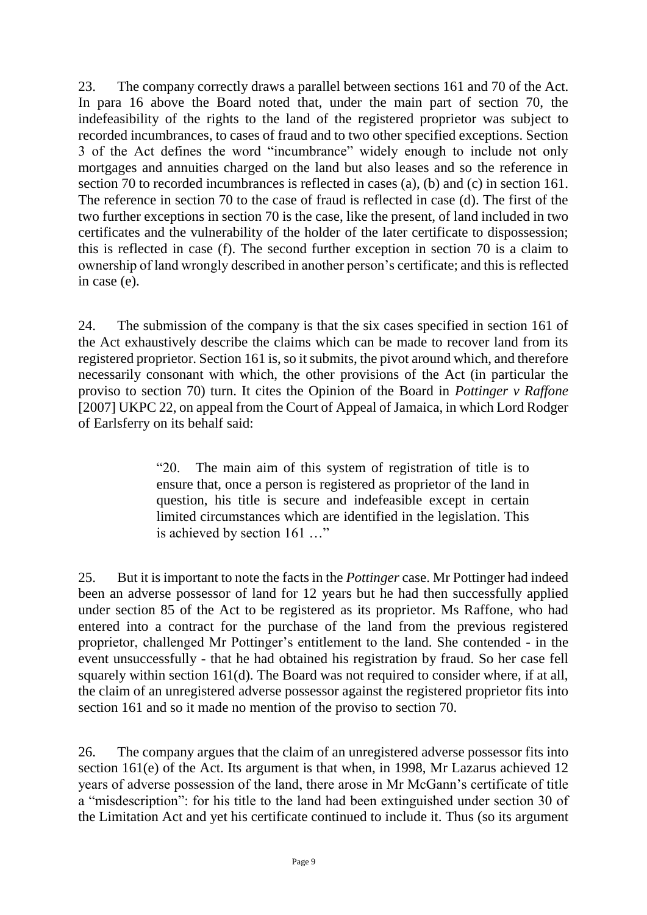23. The company correctly draws a parallel between sections 161 and 70 of the Act. In para 16 above the Board noted that, under the main part of section 70, the indefeasibility of the rights to the land of the registered proprietor was subject to recorded incumbrances, to cases of fraud and to two other specified exceptions. Section 3 of the Act defines the word "incumbrance" widely enough to include not only mortgages and annuities charged on the land but also leases and so the reference in section 70 to recorded incumbrances is reflected in cases (a), (b) and (c) in section 161. The reference in section 70 to the case of fraud is reflected in case (d). The first of the two further exceptions in section 70 is the case, like the present, of land included in two certificates and the vulnerability of the holder of the later certificate to dispossession; this is reflected in case (f). The second further exception in section 70 is a claim to ownership of land wrongly described in another person's certificate; and this is reflected in case (e).

24. The submission of the company is that the six cases specified in section 161 of the Act exhaustively describe the claims which can be made to recover land from its registered proprietor. Section 161 is, so it submits, the pivot around which, and therefore necessarily consonant with which, the other provisions of the Act (in particular the proviso to section 70) turn. It cites the Opinion of the Board in *Pottinger v Raffone* [2007] UKPC 22, on appeal from the Court of Appeal of Jamaica, in which Lord Rodger of Earlsferry on its behalf said:

> "20. The main aim of this system of registration of title is to ensure that, once a person is registered as proprietor of the land in question, his title is secure and indefeasible except in certain limited circumstances which are identified in the legislation. This is achieved by section 161 …"

25. But it is important to note the facts in the *Pottinger* case. Mr Pottinger had indeed been an adverse possessor of land for 12 years but he had then successfully applied under section 85 of the Act to be registered as its proprietor. Ms Raffone, who had entered into a contract for the purchase of the land from the previous registered proprietor, challenged Mr Pottinger's entitlement to the land. She contended - in the event unsuccessfully - that he had obtained his registration by fraud. So her case fell squarely within section 161(d). The Board was not required to consider where, if at all, the claim of an unregistered adverse possessor against the registered proprietor fits into section 161 and so it made no mention of the proviso to section 70.

26. The company argues that the claim of an unregistered adverse possessor fits into section 161(e) of the Act. Its argument is that when, in 1998, Mr Lazarus achieved 12 years of adverse possession of the land, there arose in Mr McGann's certificate of title a "misdescription": for his title to the land had been extinguished under section 30 of the Limitation Act and yet his certificate continued to include it. Thus (so its argument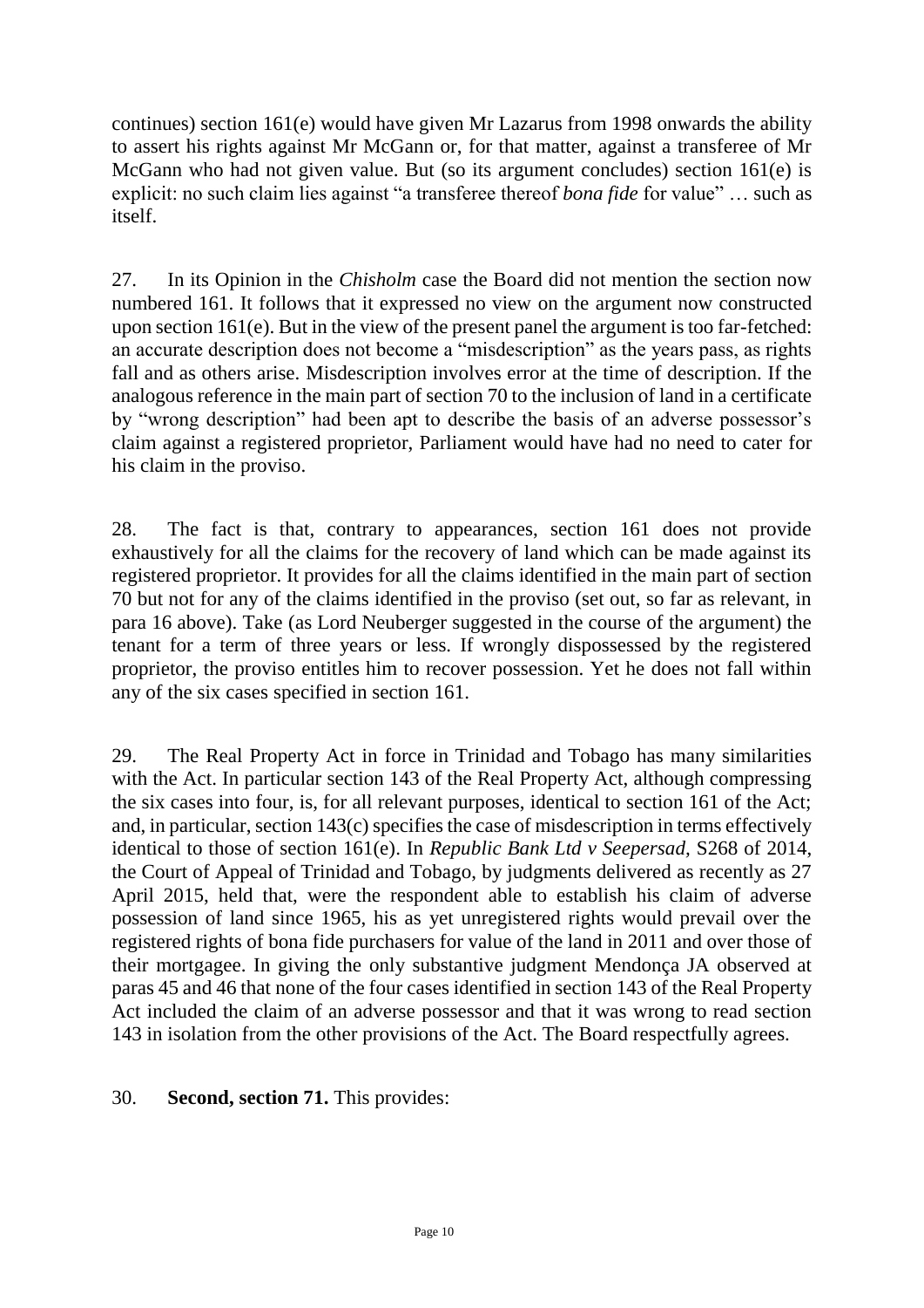continues) section 161(e) would have given Mr Lazarus from 1998 onwards the ability to assert his rights against Mr McGann or, for that matter, against a transferee of Mr McGann who had not given value. But (so its argument concludes) section 161(e) is explicit: no such claim lies against "a transferee thereof *bona fide* for value" … such as itself.

27. In its Opinion in the *Chisholm* case the Board did not mention the section now numbered 161. It follows that it expressed no view on the argument now constructed upon section 161(e). But in the view of the present panel the argument is too far-fetched: an accurate description does not become a "misdescription" as the years pass, as rights fall and as others arise. Misdescription involves error at the time of description. If the analogous reference in the main part of section 70 to the inclusion of land in a certificate by "wrong description" had been apt to describe the basis of an adverse possessor's claim against a registered proprietor, Parliament would have had no need to cater for his claim in the proviso.

28. The fact is that, contrary to appearances, section 161 does not provide exhaustively for all the claims for the recovery of land which can be made against its registered proprietor. It provides for all the claims identified in the main part of section 70 but not for any of the claims identified in the proviso (set out, so far as relevant, in para 16 above). Take (as Lord Neuberger suggested in the course of the argument) the tenant for a term of three years or less. If wrongly dispossessed by the registered proprietor, the proviso entitles him to recover possession. Yet he does not fall within any of the six cases specified in section 161.

29. The Real Property Act in force in Trinidad and Tobago has many similarities with the Act. In particular section 143 of the Real Property Act, although compressing the six cases into four, is, for all relevant purposes, identical to section 161 of the Act; and, in particular, section 143(c) specifies the case of misdescription in terms effectively identical to those of section 161(e). In *Republic Bank Ltd v Seepersad,* S268 of 2014, the Court of Appeal of Trinidad and Tobago, by judgments delivered as recently as 27 April 2015, held that, were the respondent able to establish his claim of adverse possession of land since 1965, his as yet unregistered rights would prevail over the registered rights of bona fide purchasers for value of the land in 2011 and over those of their mortgagee. In giving the only substantive judgment Mendonça JA observed at paras 45 and 46 that none of the four cases identified in section 143 of the Real Property Act included the claim of an adverse possessor and that it was wrong to read section 143 in isolation from the other provisions of the Act. The Board respectfully agrees.

30. **Second, section 71.** This provides: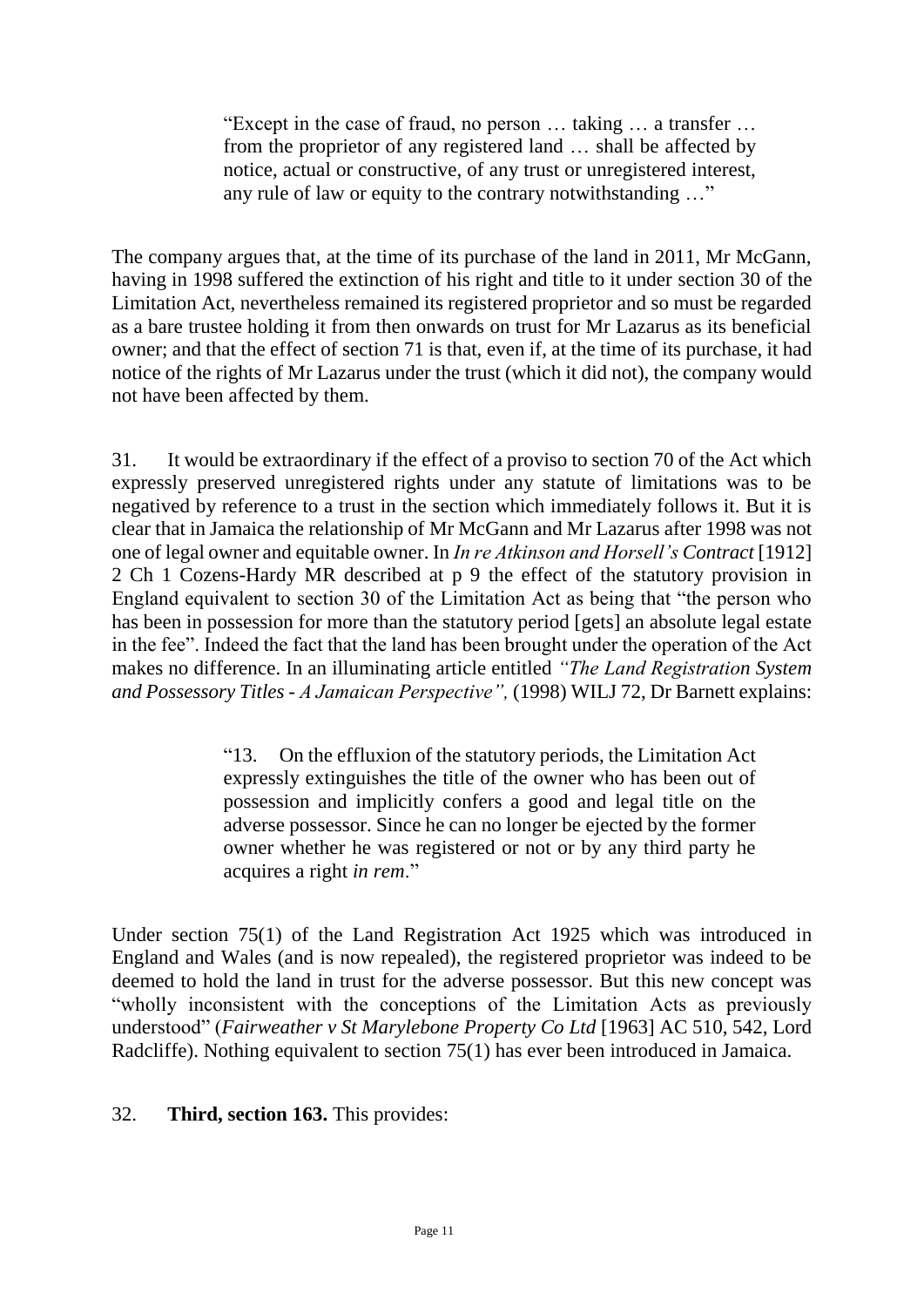> "Except in the case of fraud, no person … taking … a transfer … from the proprietor of any registered land … shall be affected by notice, actual or constructive, of any trust or unregistered interest, any rule of law or equity to the contrary notwithstanding …"

The company argues that, at the time of its purchase of the land in 2011, Mr McGann, having in 1998 suffered the extinction of his right and title to it under section 30 of the Limitation Act, nevertheless remained its registered proprietor and so must be regarded as a bare trustee holding it from then onwards on trust for Mr Lazarus as its beneficial owner; and that the effect of section 71 is that, even if, at the time of its purchase, it had notice of the rights of Mr Lazarus under the trust (which it did not), the company would not have been affected by them.

31. It would be extraordinary if the effect of a proviso to section 70 of the Act which expressly preserved unregistered rights under any statute of limitations was to be negatived by reference to a trust in the section which immediately follows it. But it is clear that in Jamaica the relationship of Mr McGann and Mr Lazarus after 1998 was not one of legal owner and equitable owner. In *In re Atkinson and Horsell's Contract* [1912] 2 Ch 1 Cozens-Hardy MR described at p 9 the effect of the statutory provision in England equivalent to section 30 of the Limitation Act as being that "the person who has been in possession for more than the statutory period [gets] an absolute legal estate in the fee". Indeed the fact that the land has been brought under the operation of the Act makes no difference. In an illuminating article entitled *"The Land Registration System and Possessory Titles - A Jamaican Perspective",* (1998) WILJ 72, Dr Barnett explains:

> "13. On the effluxion of the statutory periods, the Limitation Act expressly extinguishes the title of the owner who has been out of possession and implicitly confers a good and legal title on the adverse possessor. Since he can no longer be ejected by the former owner whether he was registered or not or by any third party he acquires a right *in rem*."

Under section 75(1) of the Land Registration Act 1925 which was introduced in England and Wales (and is now repealed), the registered proprietor was indeed to be deemed to hold the land in trust for the adverse possessor. But this new concept was "wholly inconsistent with the conceptions of the Limitation Acts as previously understood" (*Fairweather v St Marylebone Property Co Ltd* [1963] AC 510, 542, Lord Radcliffe). Nothing equivalent to section 75(1) has ever been introduced in Jamaica.

32. **Third, section 163.** This provides: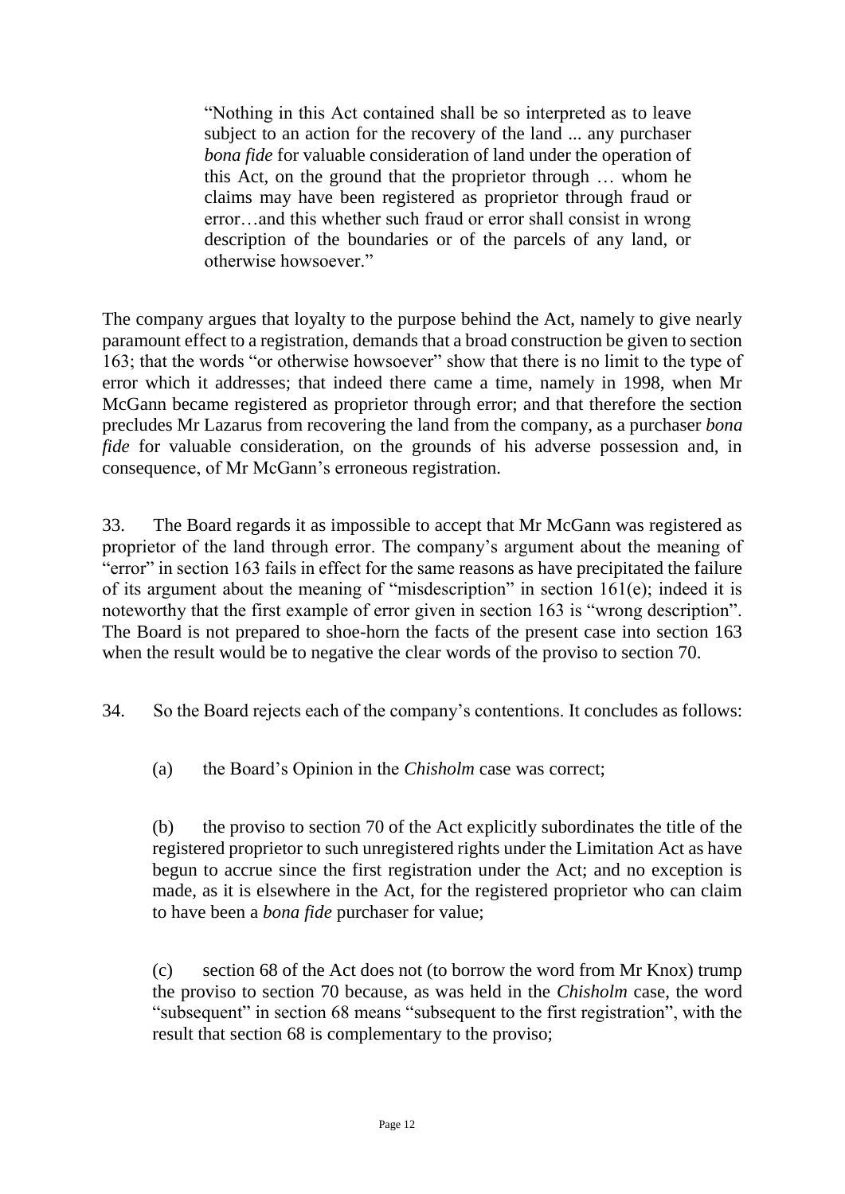> "Nothing in this Act contained shall be so interpreted as to leave subject to an action for the recovery of the land ... any purchaser *bona fide* for valuable consideration of land under the operation of this Act, on the ground that the proprietor through … whom he claims may have been registered as proprietor through fraud or error…and this whether such fraud or error shall consist in wrong description of the boundaries or of the parcels of any land, or otherwise howsoever."

The company argues that loyalty to the purpose behind the Act, namely to give nearly paramount effect to a registration, demands that a broad construction be given to section 163; that the words "or otherwise howsoever" show that there is no limit to the type of error which it addresses; that indeed there came a time, namely in 1998, when Mr McGann became registered as proprietor through error; and that therefore the section precludes Mr Lazarus from recovering the land from the company, as a purchaser *bona fide* for valuable consideration, on the grounds of his adverse possession and, in consequence, of Mr McGann's erroneous registration.

33. The Board regards it as impossible to accept that Mr McGann was registered as proprietor of the land through error. The company's argument about the meaning of "error" in section 163 fails in effect for the same reasons as have precipitated the failure of its argument about the meaning of "misdescription" in section 161(e); indeed it is noteworthy that the first example of error given in section 163 is "wrong description". The Board is not prepared to shoe-horn the facts of the present case into section 163 when the result would be to negative the clear words of the proviso to section 70.

34. So the Board rejects each of the company's contentions. It concludes as follows:

(a) the Board's Opinion in the *Chisholm* case was correct;

(b) the proviso to section 70 of the Act explicitly subordinates the title of the registered proprietor to such unregistered rights under the Limitation Act as have begun to accrue since the first registration under the Act; and no exception is made, as it is elsewhere in the Act, for the registered proprietor who can claim to have been a *bona fide* purchaser for value;

(c) section 68 of the Act does not (to borrow the word from Mr Knox) trump the proviso to section 70 because, as was held in the *Chisholm* case, the word "subsequent" in section 68 means "subsequent to the first registration", with the result that section 68 is complementary to the proviso;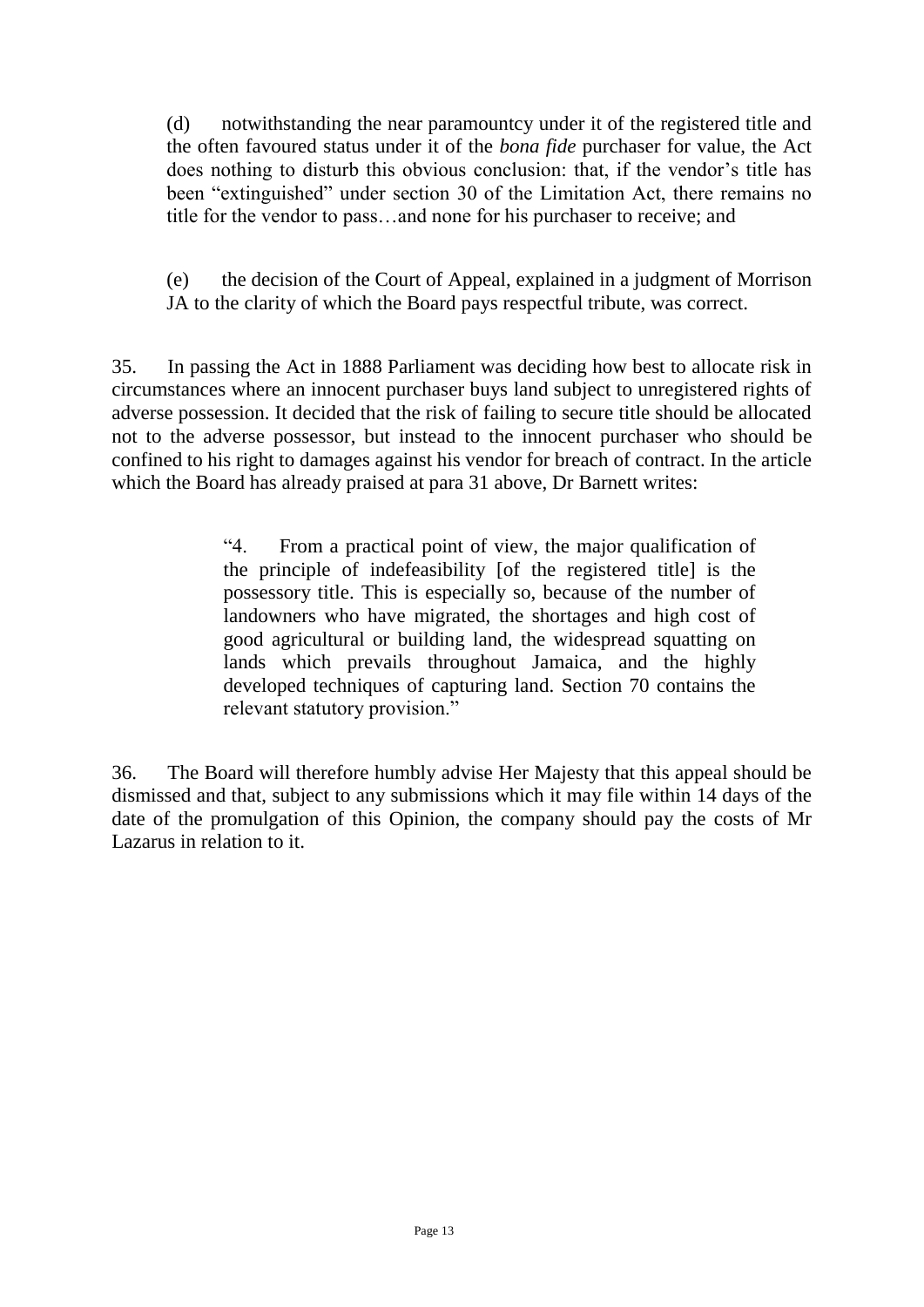(d) notwithstanding the near paramountcy under it of the registered title and the often favoured status under it of the *bona fide* purchaser for value, the Act does nothing to disturb this obvious conclusion: that, if the vendor's title has been "extinguished" under section 30 of the Limitation Act, there remains no title for the vendor to pass…and none for his purchaser to receive; and

(e) the decision of the Court of Appeal, explained in a judgment of Morrison JA to the clarity of which the Board pays respectful tribute, was correct.

35. In passing the Act in 1888 Parliament was deciding how best to allocate risk in circumstances where an innocent purchaser buys land subject to unregistered rights of adverse possession. It decided that the risk of failing to secure title should be allocated not to the adverse possessor, but instead to the innocent purchaser who should be confined to his right to damages against his vendor for breach of contract. In the article which the Board has already praised at para 31 above, Dr Barnett writes:

> "4. From a practical point of view, the major qualification of the principle of indefeasibility [of the registered title] is the possessory title. This is especially so, because of the number of landowners who have migrated, the shortages and high cost of good agricultural or building land, the widespread squatting on lands which prevails throughout Jamaica, and the highly developed techniques of capturing land. Section 70 contains the relevant statutory provision."

36. The Board will therefore humbly advise Her Majesty that this appeal should be dismissed and that, subject to any submissions which it may file within 14 days of the date of the promulgation of this Opinion, the company should pay the costs of Mr Lazarus in relation to it.